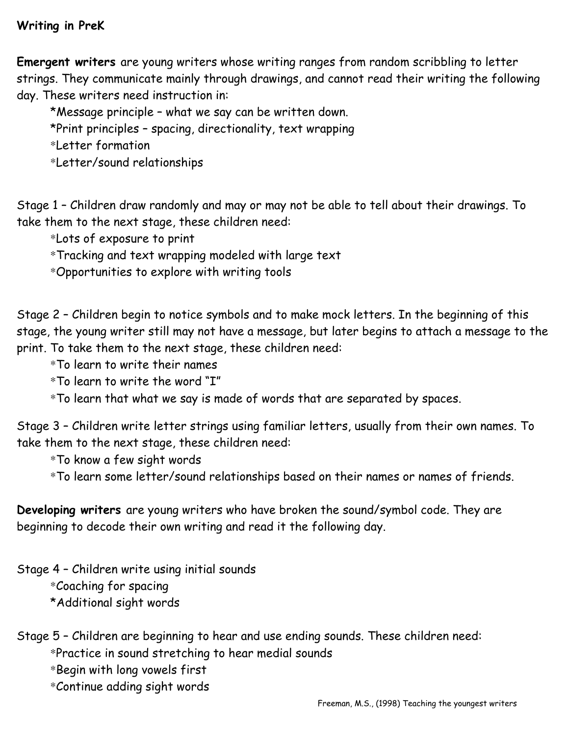**Writing in PreK**

**Emergent writers** are young writers whose writing ranges from random scribbling to letter strings. They communicate mainly through drawings, and cannot read their writing the following day. These writers need instruction in:

- *Message principle – what we say can be written down.
- *Print principles – spacing, directionality, text wrapping
- *Letter formation
- *Letter/sound relationships

Stage 1 – Children draw randomly and may or may not be able to tell about their drawings. To take them to the next stage, these children need:

- *Lots of exposure to print
- *Tracking and text wrapping modeled with large text
- *Opportunities to explore with writing tools

Stage 2 – Children begin to notice symbols and to make mock letters. In the beginning of this stage, the young writer still may not have a message, but later begins to attach a message to the print. To take them to the next stage, these children need:

- *To learn to write their names
- *To learn to write the word "I"
- *To learn that what we say is made of words that are separated by spaces.

Stage 3 – Children write letter strings using familiar letters, usually from their own names. To take them to the next stage, these children need:

- *To know a few sight words
- *To learn some letter/sound relationships based on their names or names of friends.

**Developing writers** are young writers who have broken the sound/symbol code. They are beginning to decode their own writing and read it the following day.

Stage 4 – Children write using initial sounds

- *Coaching for spacing
- *Additional sight words

Stage 5 – Children are beginning to hear and use ending sounds. These children need:

- *Practice in sound stretching to hear medial sounds
- *Begin with long vowels first
- *Continue adding sight words

Freeman, M.S., (1998) Teaching the youngest writers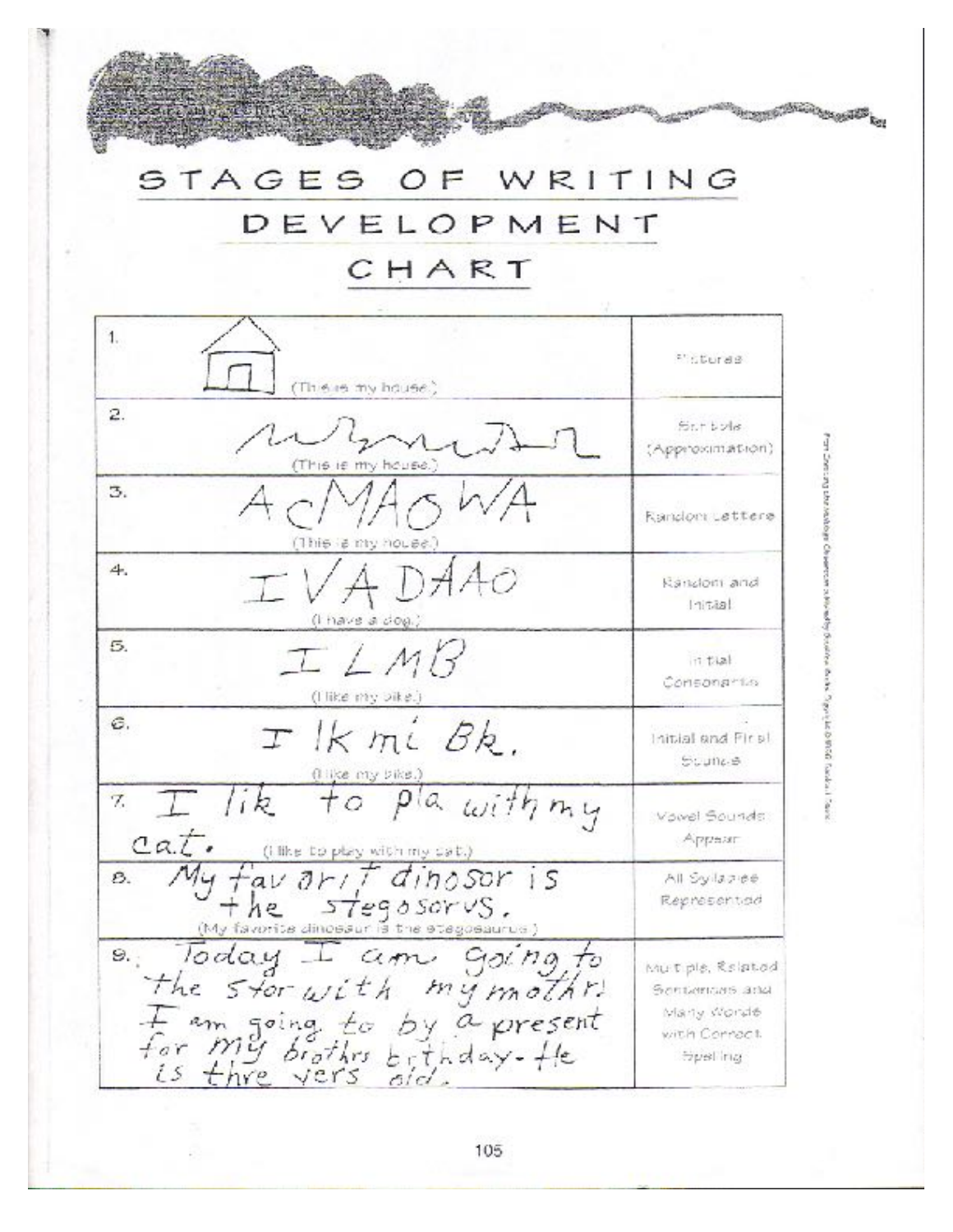# STAGES OF WRITING DEVELOPMENT CHART

| | |
|---|---|
| 1. (This is my house.) | Pictures |
| 2. (This is my house.) | Symbols (Approximation) |
| 3. ACMAOWA (This is my house.) | Random Letters |
| 4. IVADAAO (I have a dog.) | Random and Initial |
| 5. ILMB (I like my bike.) | Initial Consonants |
| 6. I lk mi Bk. (I like my bike.) | Initial and Final Sounds |
| 7. I lik to pla with my cat. (I like to play with my cat.) | Vowel Sounds Appear |
| 8. My favarit dinosor is the stegosorus. (My favorite dinosaur is the stegosaurus.) | All Syllables Represented |
| 9. Today I am going to the stor with my mothr! I am going to by a present for my brothrs brthday. He is thre yers old. | Multiple, Related Sentences and Many Words with Correct Spelling |